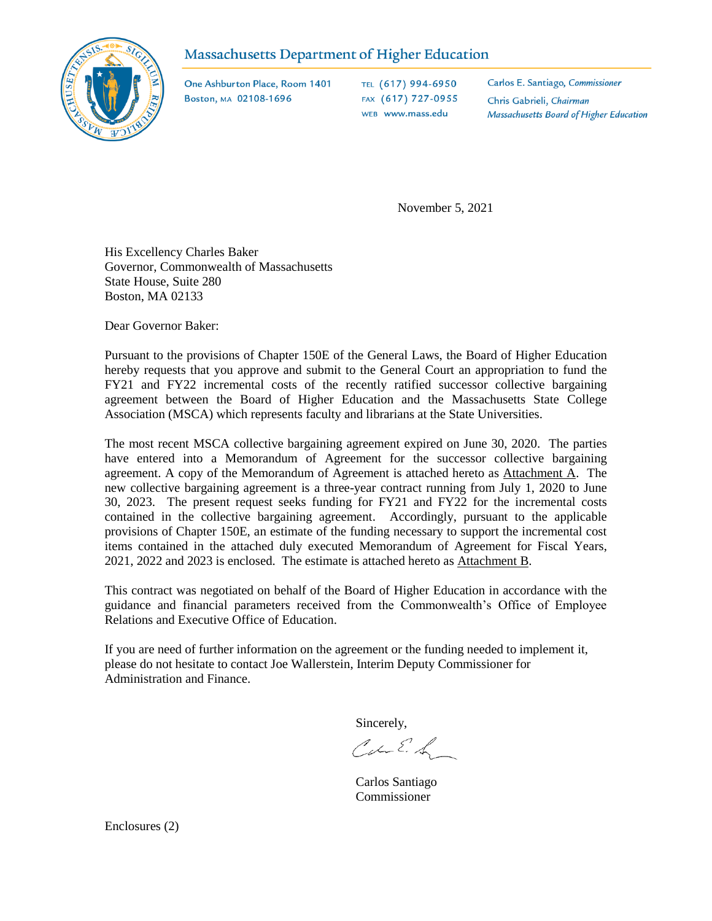# Massachusetts Department of Higher Education

One Ashburton Place, Room 1401
Boston, MA 02108-1696

TEL (617) 994-6950
FAX (617) 727-0955
WEB www.mass.edu

Carlos E. Santiago, *Commissioner*
Chris Gabrieli, *Chairman*
*Massachusetts Board of Higher Education*

November 5, 2021

His Excellency Charles Baker
Governor, Commonwealth of Massachusetts
State House, Suite 280
Boston, MA 02133

Dear Governor Baker:

Pursuant to the provisions of Chapter 150E of the General Laws, the Board of Higher Education hereby requests that you approve and submit to the General Court an appropriation to fund the FY21 and FY22 incremental costs of the recently ratified successor collective bargaining agreement between the Board of Higher Education and the Massachusetts State College Association (MSCA) which represents faculty and librarians at the State Universities.

The most recent MSCA collective bargaining agreement expired on June 30, 2020. The parties have entered into a Memorandum of Agreement for the successor collective bargaining agreement. A copy of the Memorandum of Agreement is attached hereto as Attachment A. The new collective bargaining agreement is a three-year contract running from July 1, 2020 to June 30, 2023. The present request seeks funding for FY21 and FY22 for the incremental costs contained in the collective bargaining agreement. Accordingly, pursuant to the applicable provisions of Chapter 150E, an estimate of the funding necessary to support the incremental cost items contained in the attached duly executed Memorandum of Agreement for Fiscal Years, 2021, 2022 and 2023 is enclosed. The estimate is attached hereto as Attachment B.

This contract was negotiated on behalf of the Board of Higher Education in accordance with the guidance and financial parameters received from the Commonwealth's Office of Employee Relations and Executive Office of Education.

If you are need of further information on the agreement or the funding needed to implement it, please do not hesitate to contact Joe Wallerstein, Interim Deputy Commissioner for Administration and Finance.

Sincerely,

Carlos Santiago
Commissioner

Enclosures (2)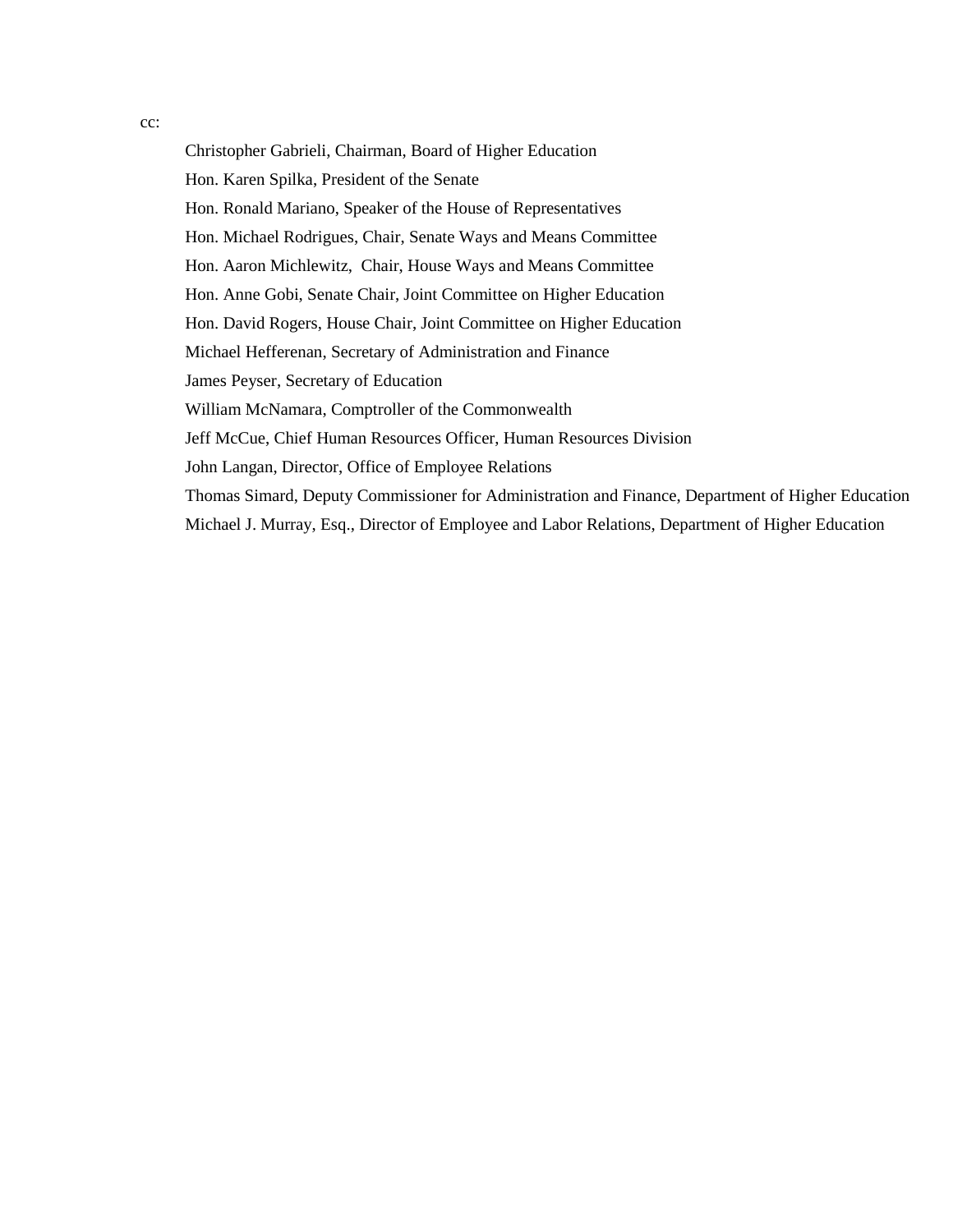cc:

Christopher Gabrieli, Chairman, Board of Higher Education

Hon. Karen Spilka, President of the Senate

Hon. Ronald Mariano, Speaker of the House of Representatives

Hon. Michael Rodrigues, Chair, Senate Ways and Means Committee

Hon. Aaron Michlewitz, Chair, House Ways and Means Committee

Hon. Anne Gobi, Senate Chair, Joint Committee on Higher Education

Hon. David Rogers, House Chair, Joint Committee on Higher Education

Michael Hefferenan, Secretary of Administration and Finance

James Peyser, Secretary of Education

William McNamara, Comptroller of the Commonwealth

Jeff McCue, Chief Human Resources Officer, Human Resources Division

John Langan, Director, Office of Employee Relations

Thomas Simard, Deputy Commissioner for Administration and Finance, Department of Higher Education

Michael J. Murray, Esq., Director of Employee and Labor Relations, Department of Higher Education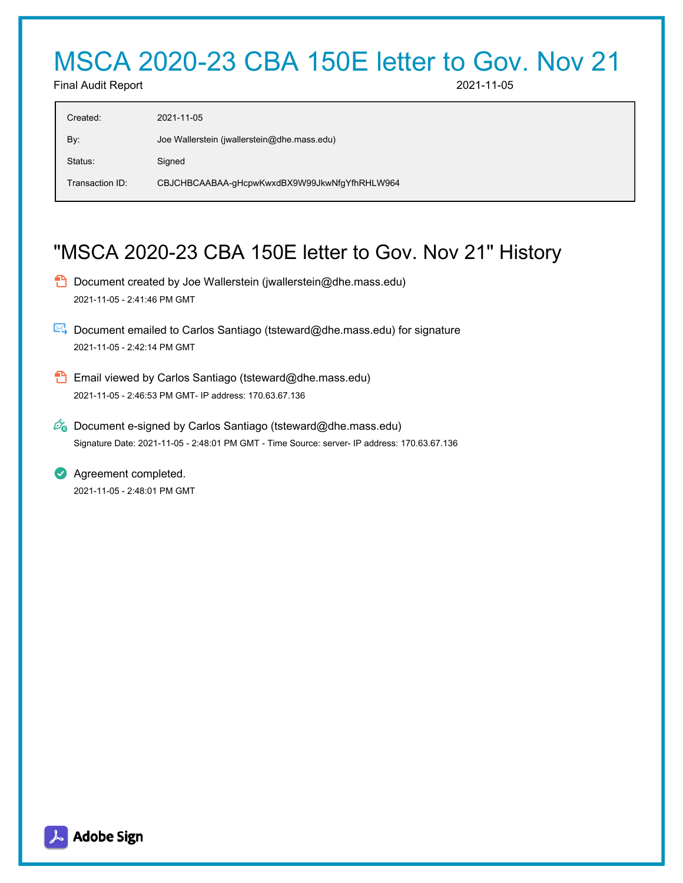# MSCA 2020-23 CBA 150E letter to Gov. Nov 21

Final Audit Report 2021-11-05

| | |
|---|---|
| Created: | 2021-11-05 |
| By: | Joe Wallerstein (jwallerstein@dhe.mass.edu) |
| Status: | Signed |
| Transaction ID: | CBJCHBCAABAA-gHcpwKwxdBX9W99JkwNfgYfhRHLW964 |

## "MSCA 2020-23 CBA 150E letter to Gov. Nov 21" History

- Document created by Joe Wallerstein (jwallerstein@dhe.mass.edu)
  2021-11-05 - 2:41:46 PM GMT

- Document emailed to Carlos Santiago (tsteward@dhe.mass.edu) for signature
  2021-11-05 - 2:42:14 PM GMT

- Email viewed by Carlos Santiago (tsteward@dhe.mass.edu)
  2021-11-05 - 2:46:53 PM GMT- IP address: 170.63.67.136

- Document e-signed by Carlos Santiago (tsteward@dhe.mass.edu)
  Signature Date: 2021-11-05 - 2:48:01 PM GMT - Time Source: server- IP address: 170.63.67.136

- Agreement completed.
  2021-11-05 - 2:48:01 PM GMT

Adobe Sign